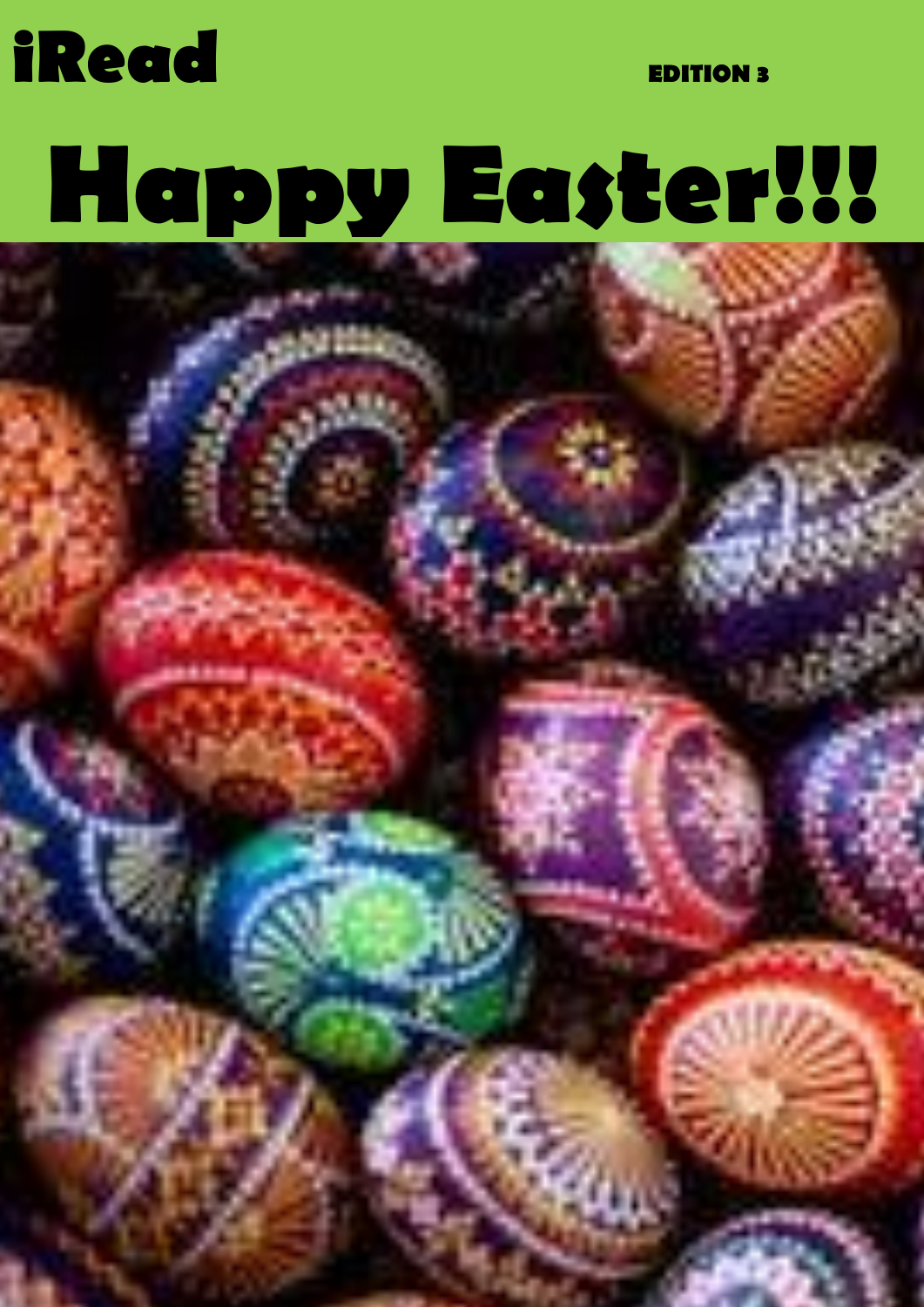# iRead

EDITION 3

# Happy Easter!!!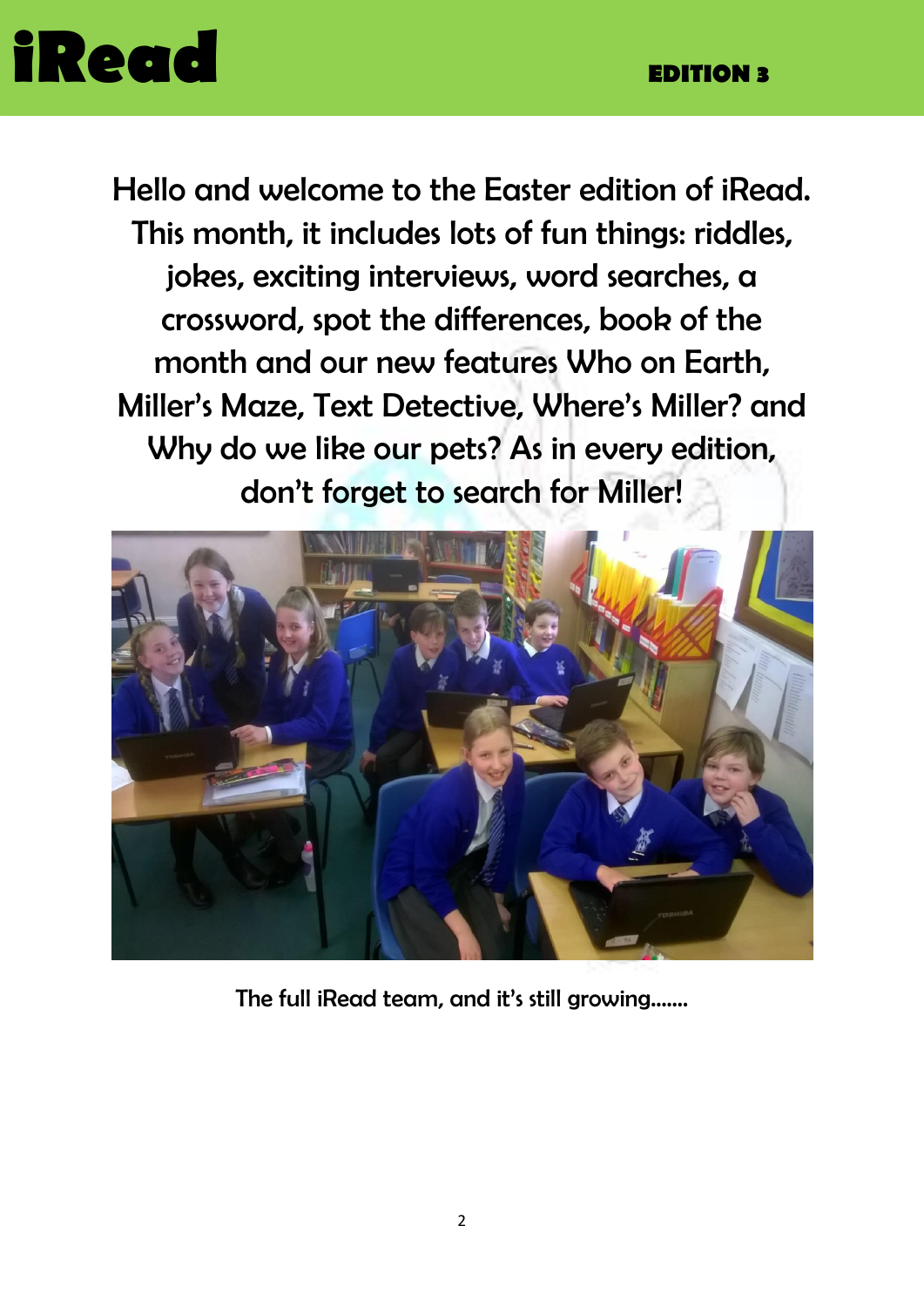# iRead

**EDITION 3**

Hello and welcome to the Easter edition of iRead. This month, it includes lots of fun things: riddles, jokes, exciting interviews, word searches, a crossword, spot the differences, book of the month and our new features Who on Earth, Miller's Maze, Text Detective, Where's Miller? and Why do we like our pets? As in every edition, don't forget to search for Miller!

The full iRead team, and it's still growing.......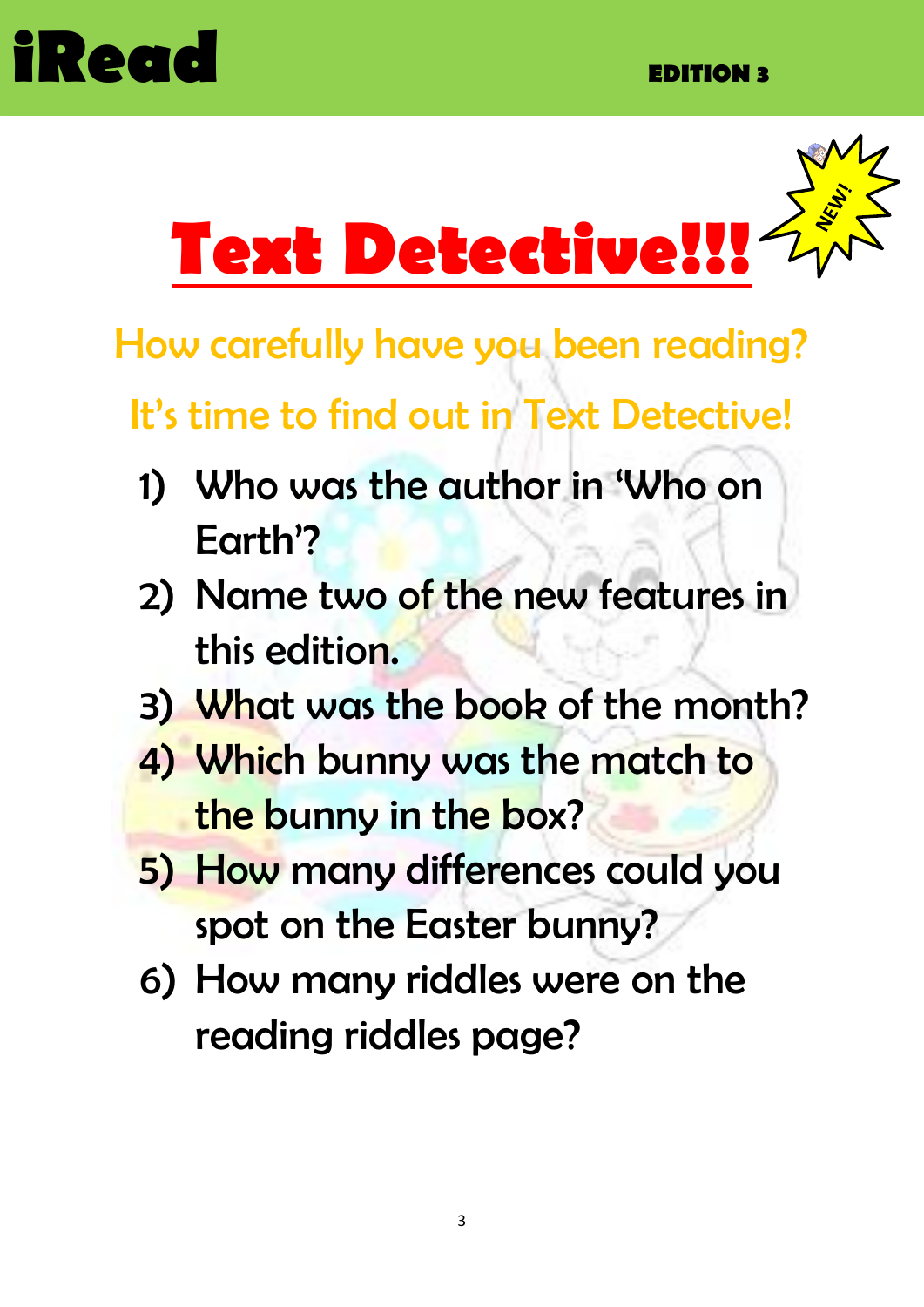# Text Detective!!!

NEW!

How carefully have you been reading?

It's time to find out in Text Detective!

1) Who was the author in 'Who on Earth'?
2) Name two of the new features in this edition.
3) What was the book of the month?
4) Which bunny was the match to the bunny in the box?
5) How many differences could you spot on the Easter bunny?
6) How many riddles were on the reading riddles page?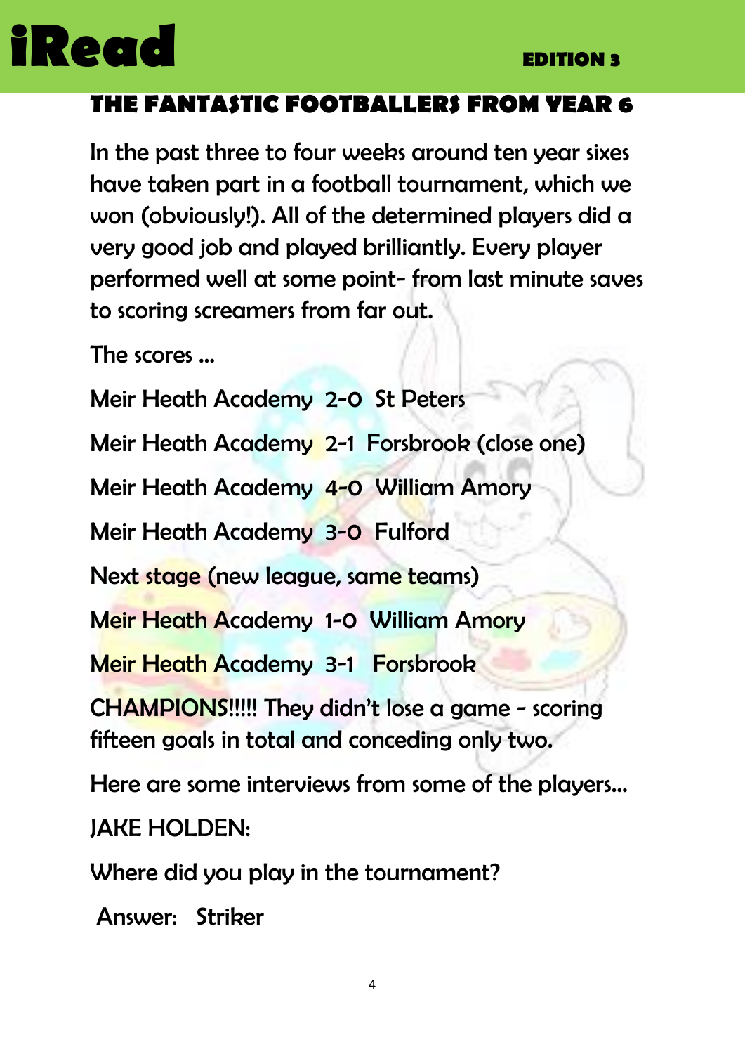## THE FANTASTIC FOOTBALLERS FROM YEAR 6

In the past three to four weeks around ten year sixes have taken part in a football tournament, which we won (obviously!). All of the determined players did a very good job and played brilliantly. Every player performed well at some point- from last minute saves to scoring screamers from far out.

The scores …

Meir Heath Academy 2-0 St Peters

Meir Heath Academy 2-1 Forsbrook (close one)

Meir Heath Academy 4-0 William Amory

Meir Heath Academy 3-0 Fulford

Next stage (new league, same teams)

Meir Heath Academy 1-0 William Amory

Meir Heath Academy 3-1 Forsbrook

CHAMPIONS!!!!! They didn't lose a game - scoring fifteen goals in total and conceding only two.

Here are some interviews from some of the players…

JAKE HOLDEN:

Where did you play in the tournament?

Answer: Striker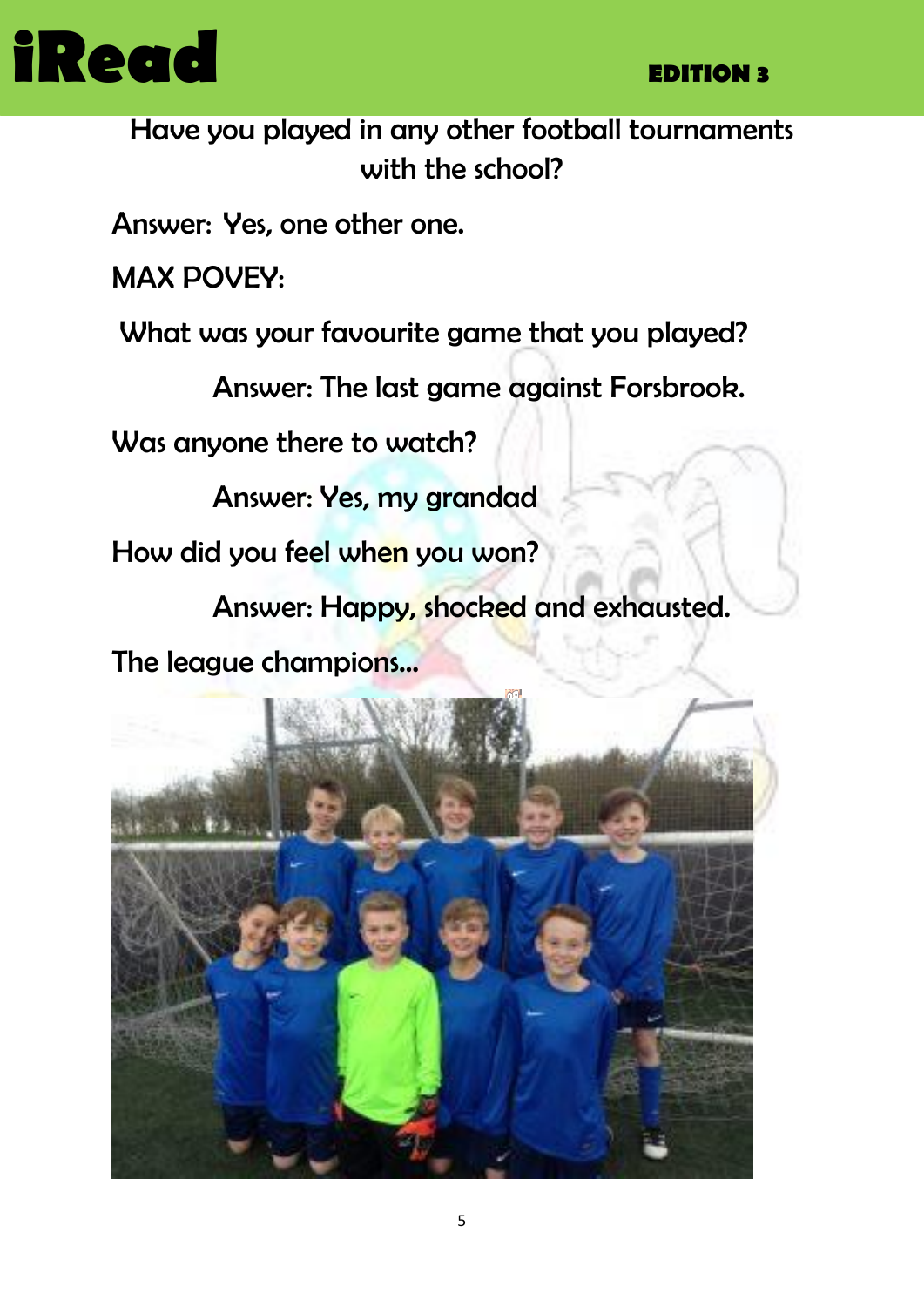Have you played in any other football tournaments with the school?

Answer: Yes, one other one.

MAX POVEY:

What was your favourite game that you played?

Answer: The last game against Forsbrook.

Was anyone there to watch?

Answer: Yes, my grandad

How did you feel when you won?

Answer: Happy, shocked and exhausted.

The league champions...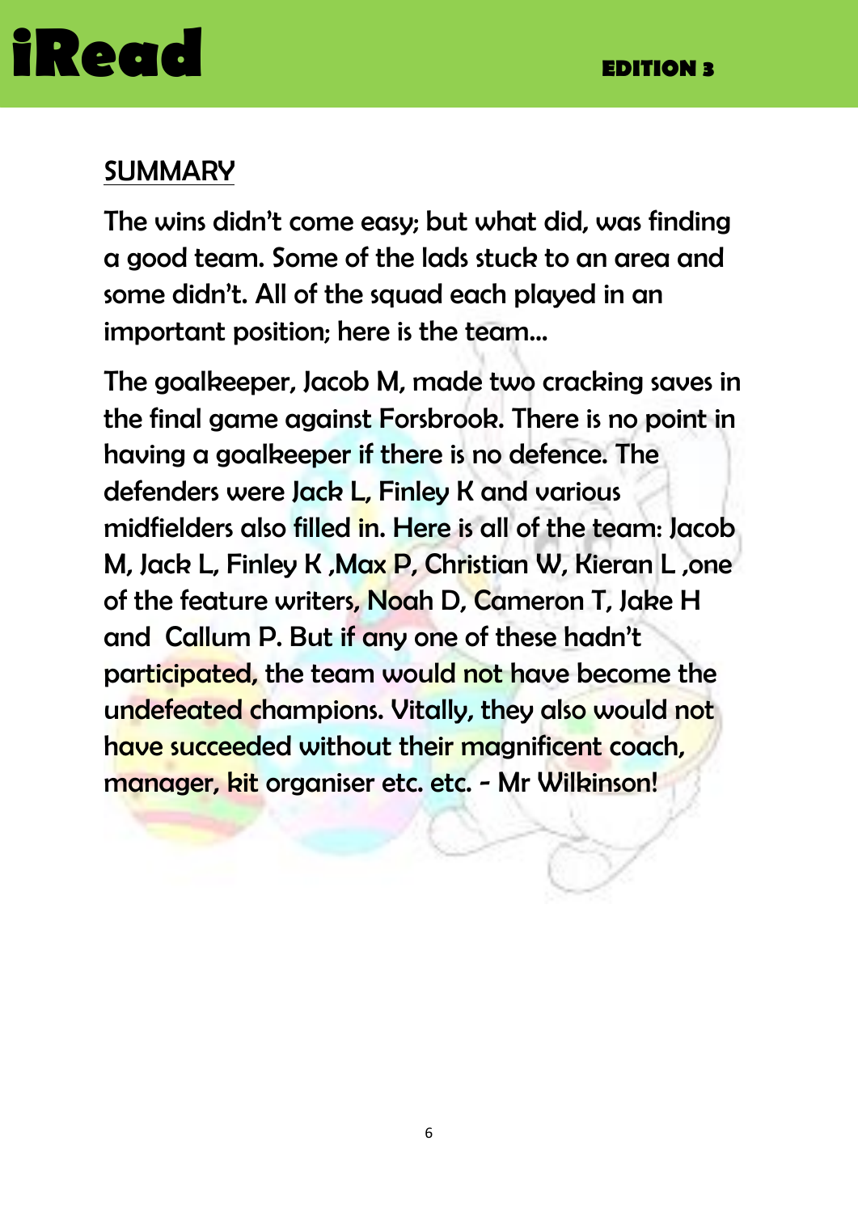## SUMMARY

The wins didn't come easy; but what did, was finding a good team. Some of the lads stuck to an area and some didn't. All of the squad each played in an important position; here is the team…

The goalkeeper, Jacob M, made two cracking saves in the final game against Forsbrook. There is no point in having a goalkeeper if there is no defence. The defenders were Jack L, Finley K and various midfielders also filled in. Here is all of the team: Jacob M, Jack L, Finley K ,Max P, Christian W, Kieran L ,one of the feature writers, Noah D, Cameron T, Jake H and Callum P. But if any one of these hadn't participated, the team would not have become the undefeated champions. Vitally, they also would not have succeeded without their magnificent coach, manager, kit organiser etc. etc. - Mr Wilkinson!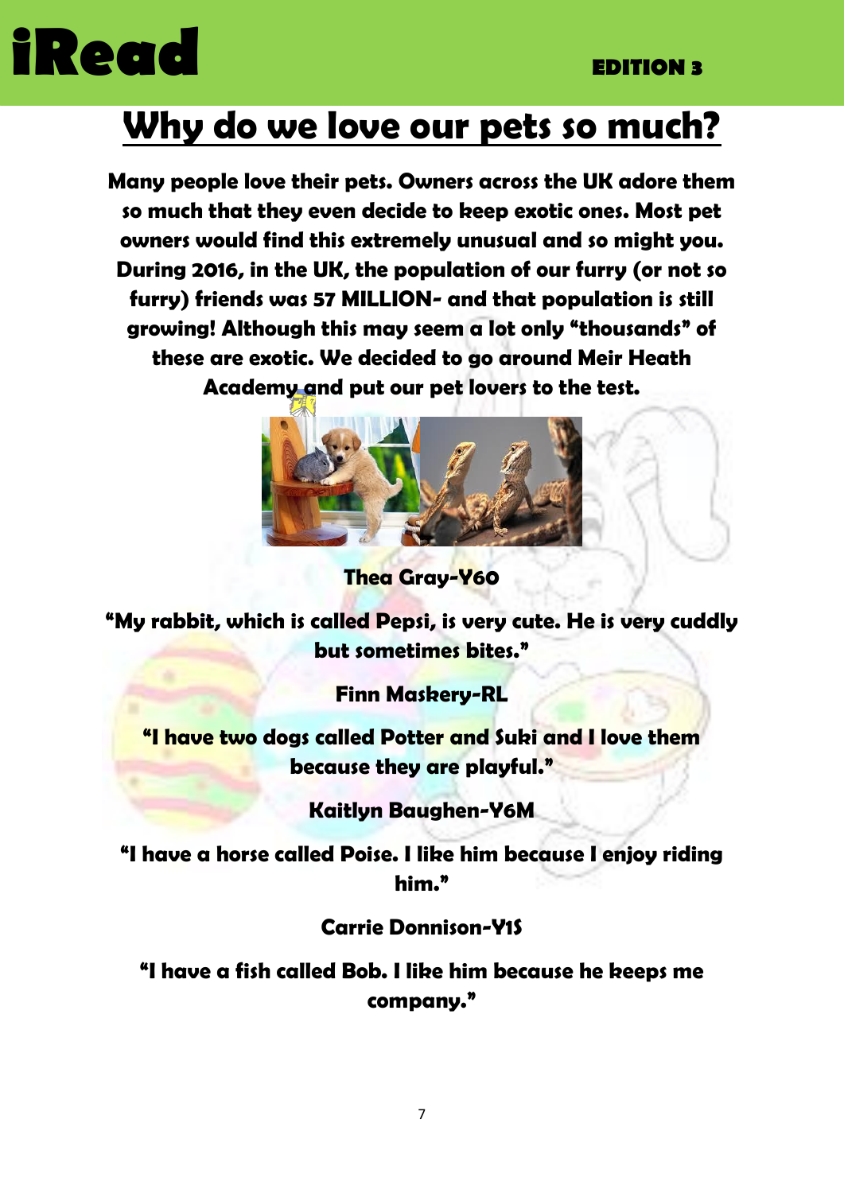# Why do we love our pets so much?

**Many people love their pets. Owners across the UK adore them so much that they even decide to keep exotic ones. Most pet owners would find this extremely unusual and so might you. During 2016, in the UK, the population of our furry (or not so furry) friends was 57 MILLION- and that population is still growing! Although this may seem a lot only "thousands" of these are exotic. We decided to go around Meir Heath Academy and put our pet lovers to the test.**

**Thea Gray-Y6O**

**"My rabbit, which is called Pepsi, is very cute. He is very cuddly but sometimes bites."**

**Finn Maskery-RL**

**"I have two dogs called Potter and Suki and I love them because they are playful."**

**Kaitlyn Baughen-Y6M**

**"I have a horse called Poise. I like him because I enjoy riding him."**

**Carrie Donnison-Y1S**

**"I have a fish called Bob. I like him because he keeps me company."**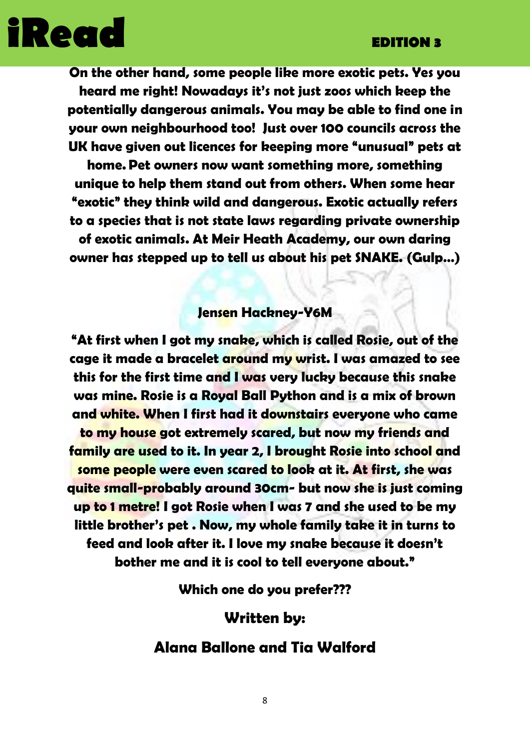**On the other hand, some people like more exotic pets. Yes you heard me right! Nowadays it's not just zoos which keep the potentially dangerous animals. You may be able to find one in your own neighbourhood too! Just over 100 councils across the UK have given out licences for keeping more "unusual" pets at home. Pet owners now want something more, something unique to help them stand out from others. When some hear "exotic" they think wild and dangerous. Exotic actually refers to a species that is not state laws regarding private ownership of exotic animals. At Meir Heath Academy, our own daring owner has stepped up to tell us about his pet SNAKE. (Gulp…)**

**Jensen Hackney-Y6M**

**"At first when I got my snake, which is called Rosie, out of the cage it made a bracelet around my wrist. I was amazed to see this for the first time and I was very lucky because this snake was mine. Rosie is a Royal Ball Python and is a mix of brown and white. When I first had it downstairs everyone who came to my house got extremely scared, but now my friends and family are used to it. In year 2, I brought Rosie into school and some people were even scared to look at it. At first, she was quite small-probably around 30cm- but now she is just coming up to 1 metre! I got Rosie when I was 7 and she used to be my little brother's pet . Now, my whole family take it in turns to feed and look after it. I love my snake because it doesn't bother me and it is cool to tell everyone about."**

**Which one do you prefer???**

**Written by:**

**Alana Ballone and Tia Walford**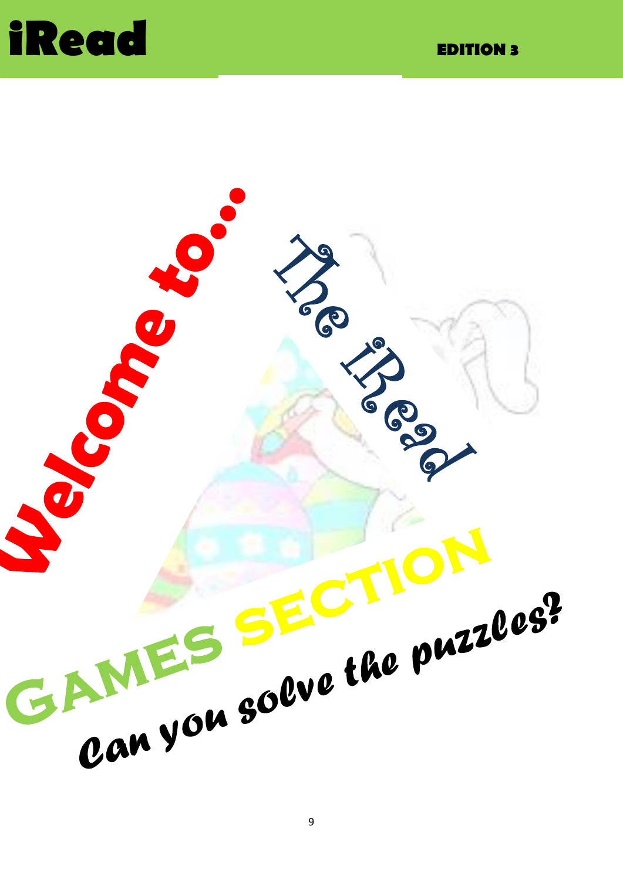# Welcome to...

## The iRead

# GAMES SECTION

*Can you solve the puzzles?*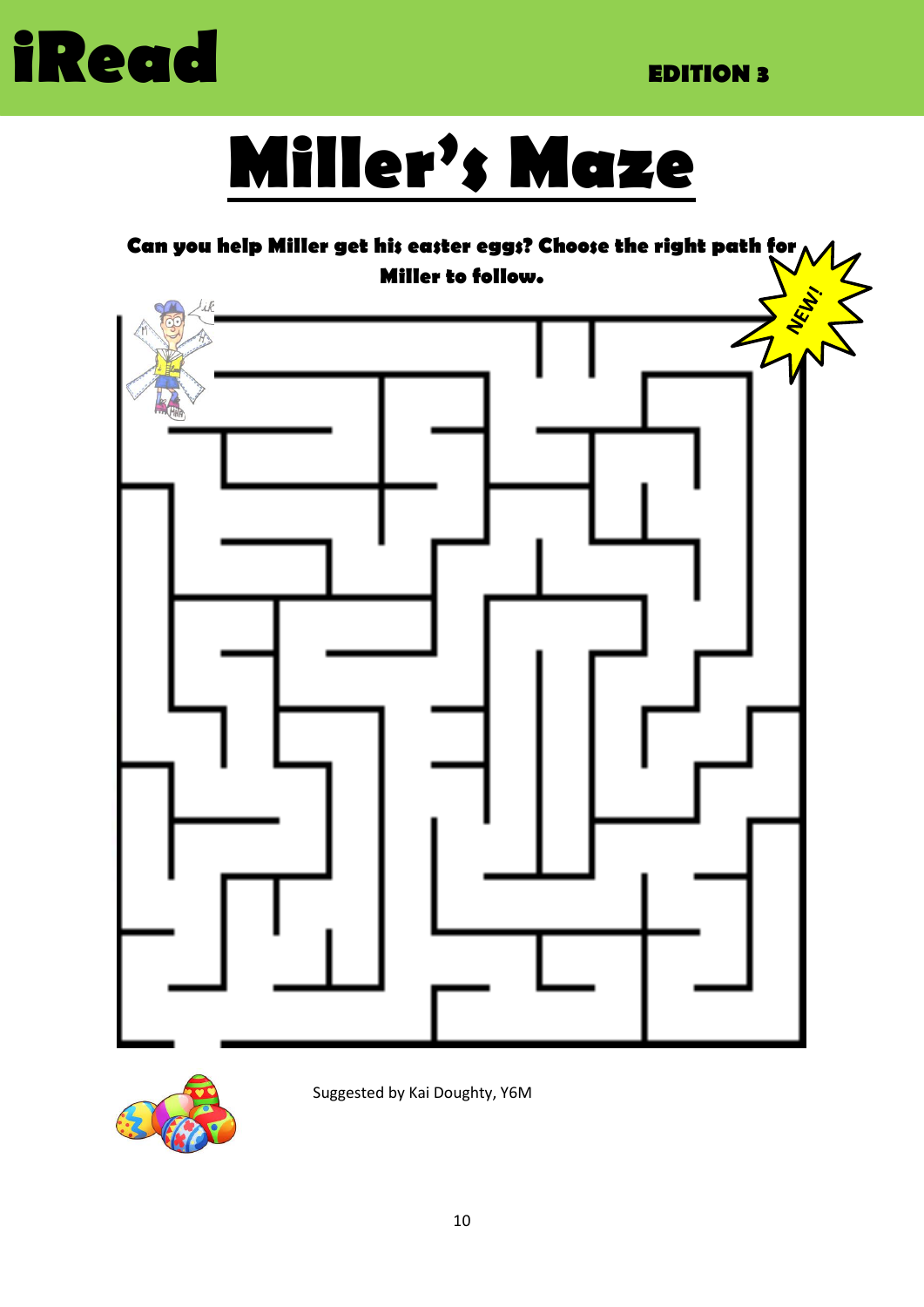# Miller's Maze

**Can you help Miller get his easter eggs? Choose the right path for Miller to follow.**

Suggested by Kai Doughty, Y6M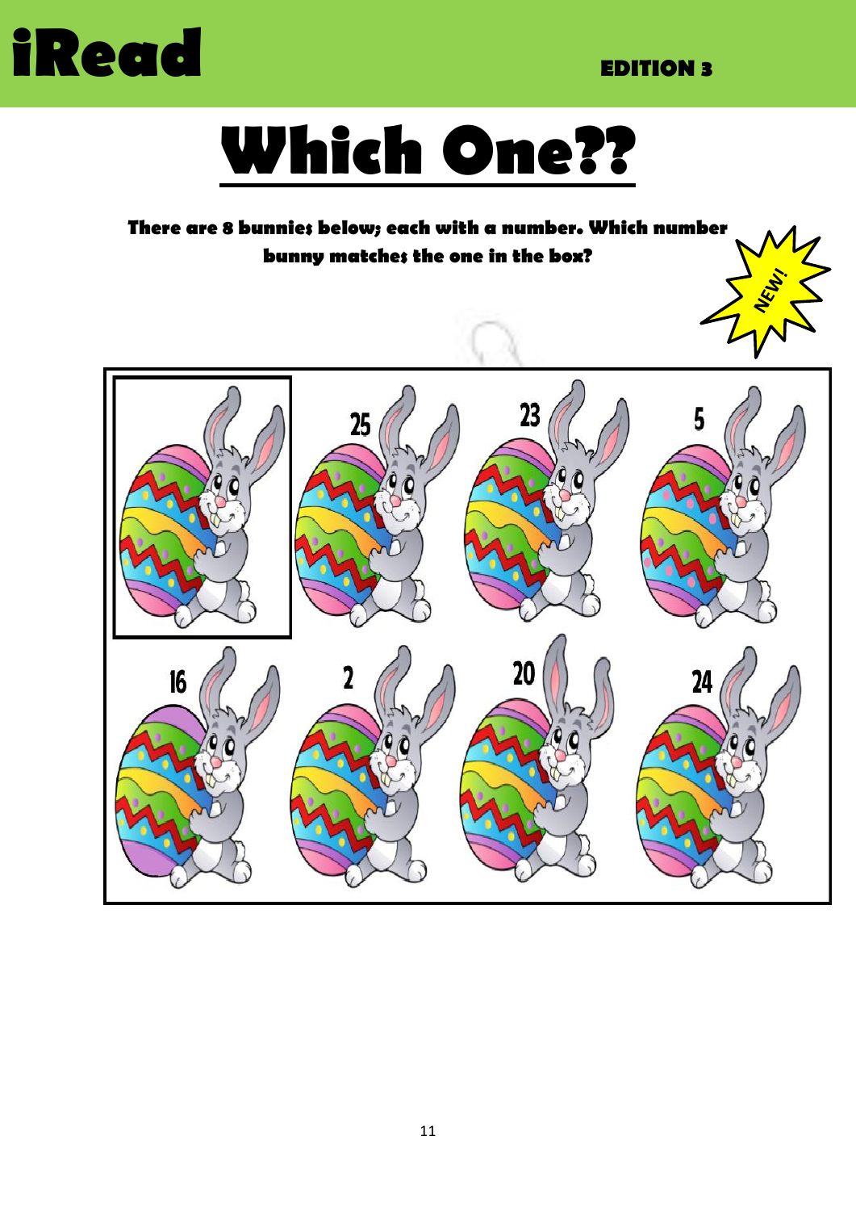# Which One??

**There are 8 bunnies below; each with a number. Which number bunny matches the one in the box?**

NEW!

25 23 5

16 2 20 24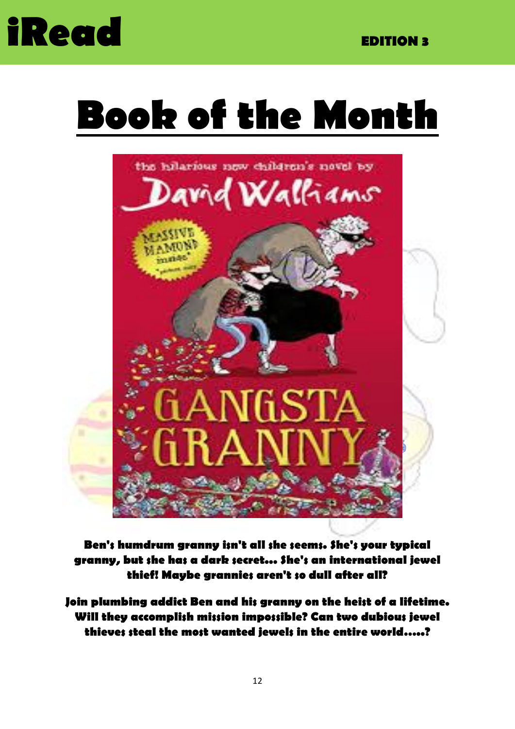# Book of the Month

**Ben's humdrum granny isn't all she seems. She's your typical granny, but she has a dark secret... She's an international jewel thief! Maybe grannies aren't so dull after all?**

**Join plumbing addict Ben and his granny on the heist of a lifetime. Will they accomplish mission impossible? Can two dubious jewel thieves steal the most wanted jewels in the entire world.....?**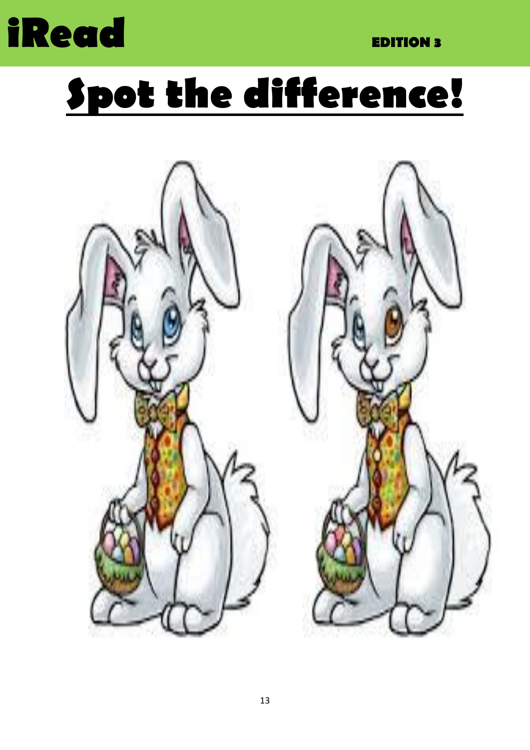# Spot the difference!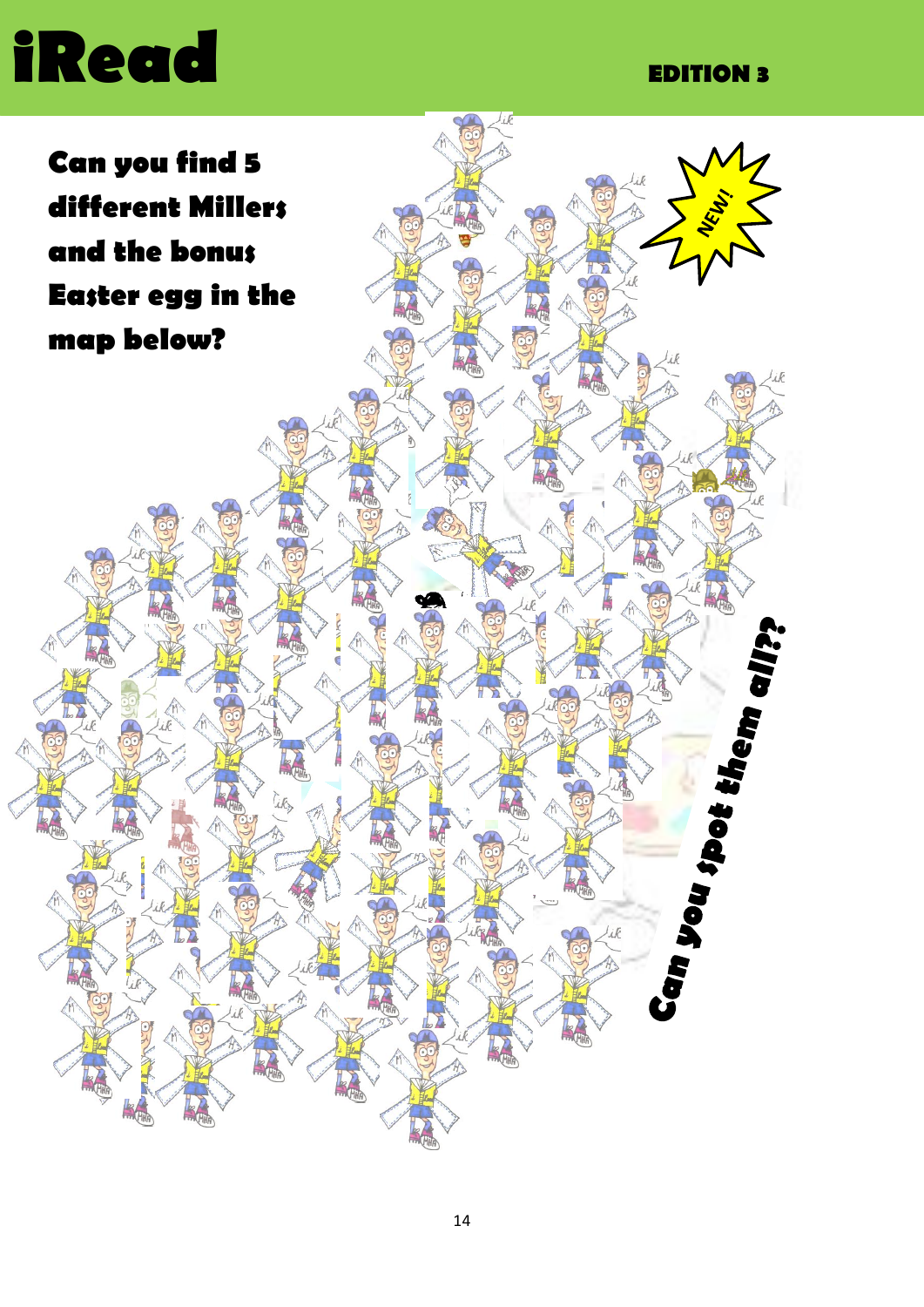Can you find 5 different Millers and the bonus Easter egg in the map below?

NEW!

Can you spot them all??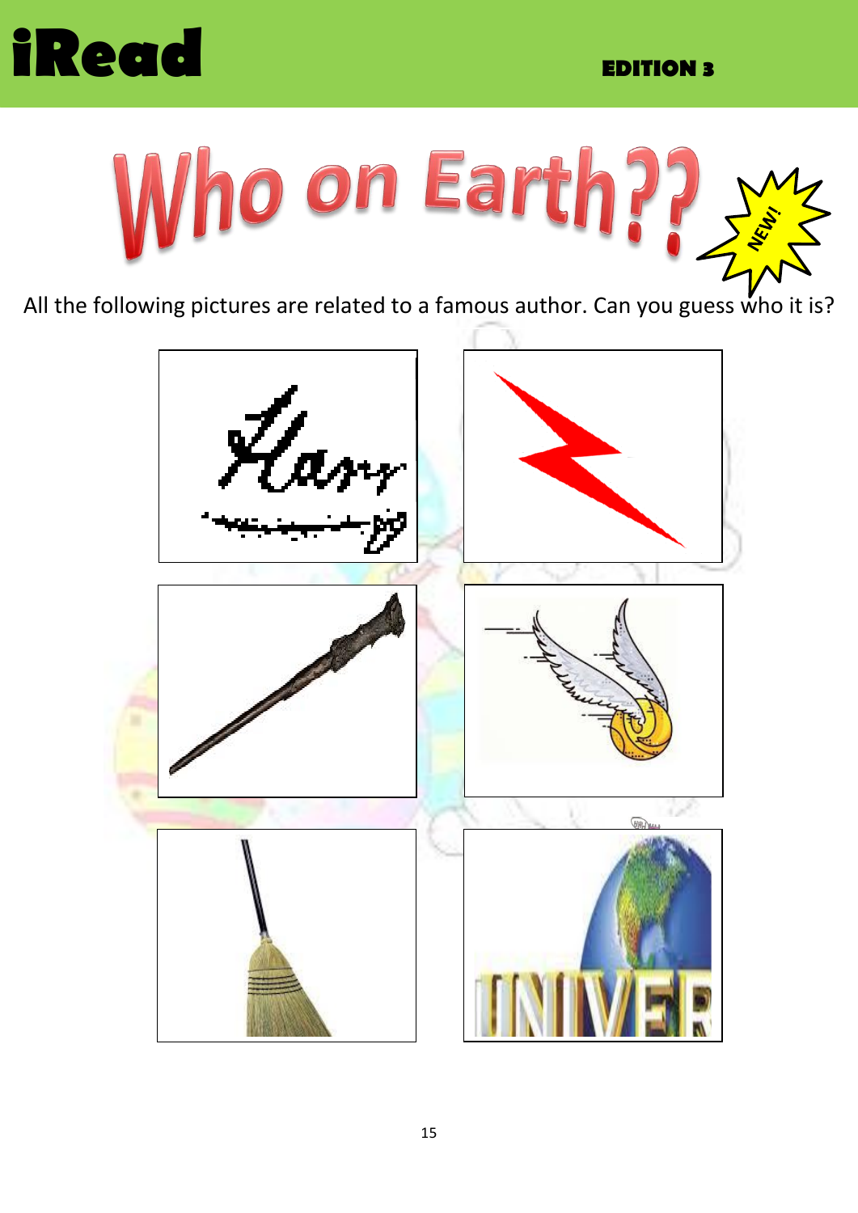# Who on Earth??

NEW!

All the following pictures are related to a famous author. Can you guess who it is?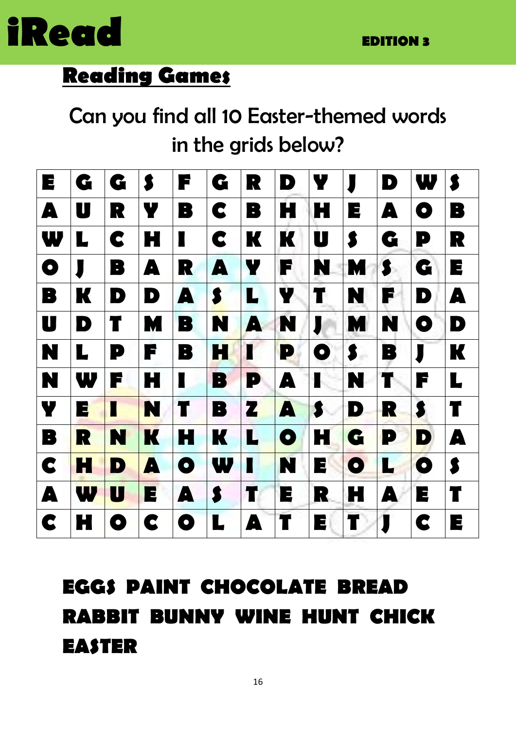# iRead

**EDITION 3**

## Reading Games

Can you find all 10 Easter-themed words in the grids below?

| | | | | | | | | | | | | |
|---|---|---|---|---|---|---|---|---|---|---|---|---|
| E | G | G | S | F | G | R | D | Y | J | D | W | S |
| A | U | R | Y | B | C | B | H | H | E | A | O | B |
| W | L | C | H | I | C | K | K | U | S | G | P | R |
| O | J | B | A | R | A | Y | F | N | M | S | G | E |
| B | K | D | D | A | S | L | Y | T | N | F | D | A |
| U | D | T | M | B | N | A | N | J | M | N | O | D |
| N | L | P | F | B | H | I | P | O | S | B | J | K |
| N | W | F | H | I | B | P | A | I | N | T | F | L |
| Y | E | I | N | T | B | Z | A | S | D | R | S | T |
| B | R | N | K | H | K | L | O | H | G | P | D | A |
| C | H | D | A | O | W | I | N | E | O | L | O | S |
| A | W | U | E | A | S | T | E | R | H | A | E | T |
| C | H | O | C | O | L | A | T | E | T | J | C | E |

**EGGS PAINT CHOCOLATE BREAD RABBIT BUNNY WINE HUNT CHICK EASTER**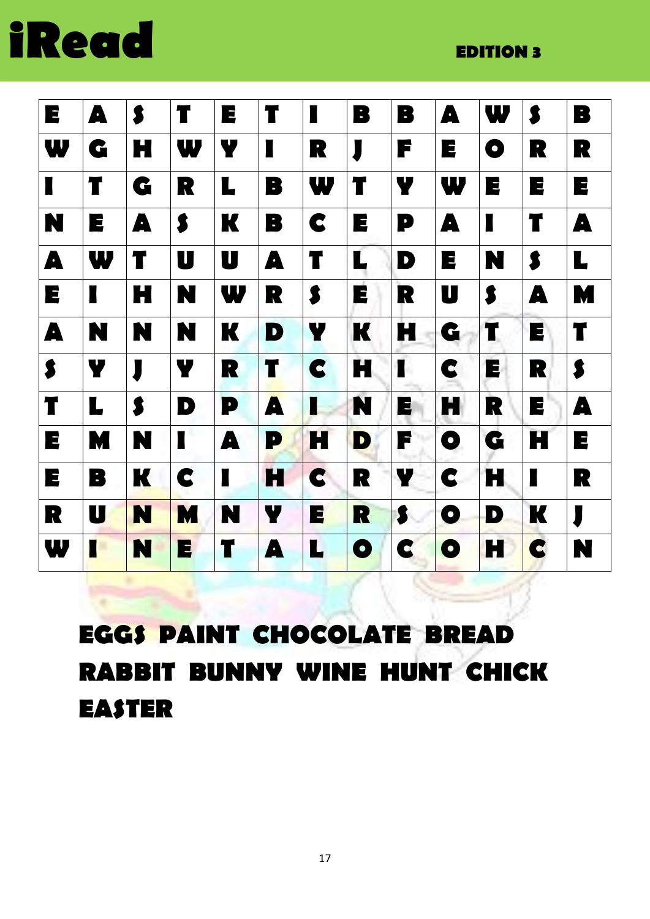| E | A | S | T | E | T | I | B | B | A | W | S | B |
|---|---|---|---|---|---|---|---|---|---|---|---|---|
| W | G | H | W | Y | I | R | J | F | E | O | R | R |
| I | T | G | R | L | B | W | T | Y | W | E | E | E |
| N | E | A | S | K | B | C | E | P | A | I | T | A |
| A | W | T | U | U | A | T | L | D | E | N | S | L |
| E | I | H | N | W | R | S | E | R | U | S | A | M |
| A | N | N | N | K | D | Y | K | H | G | T | E | T |
| S | Y | J | Y | R | T | C | H | I | C | E | R | S |
| T | L | S | D | P | A | I | N | E | H | R | E | A |
| E | M | N | I | A | P | H | D | F | O | G | H | E |
| E | B | K | C | I | H | C | R | Y | C | H | I | R |
| R | U | N | M | N | Y | E | R | S | O | D | K | J |
| W | I | N | E | T | A | L | O | C | O | H | C | N |

**EGGS PAINT CHOCOLATE BREAD**
**RABBIT BUNNY WINE HUNT CHICK**
**EASTER**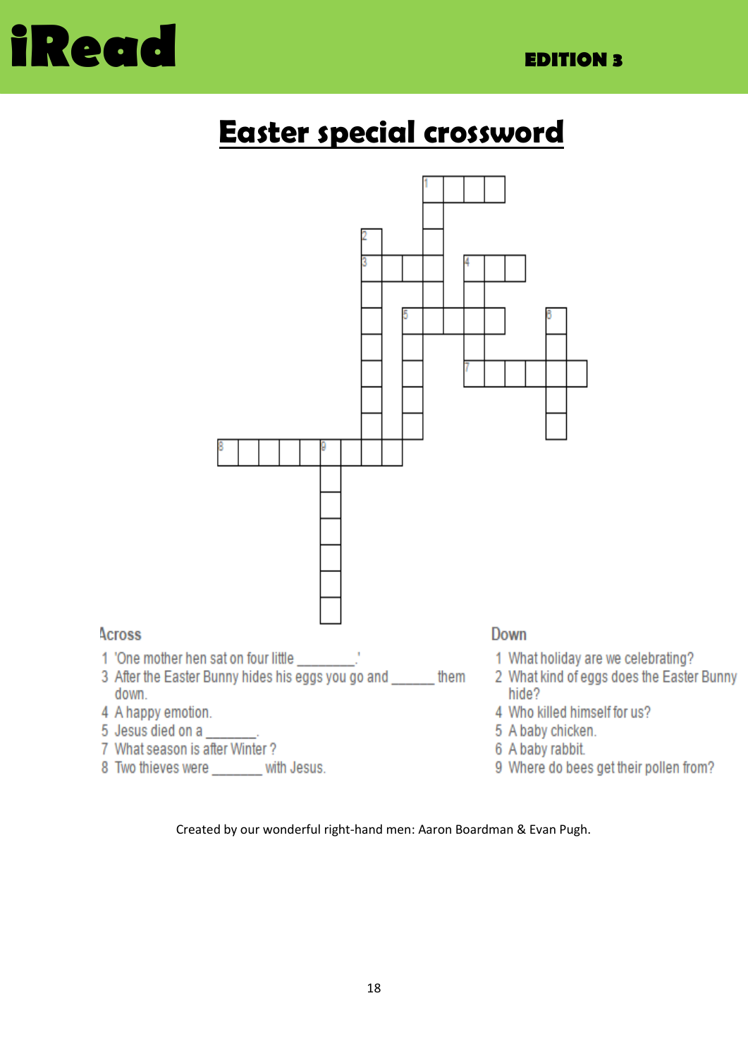# iRead

**EDITION 3**

## Easter special crossword

### Across

1. 'One mother hen sat on four little ________.'
3. After the Easter Bunny hides his eggs you go and ______ them down.
4. A happy emotion.
5. Jesus died on a _______.
7. What season is after Winter ?
8. Two thieves were _______ with Jesus.

### Down

1. What holiday are we celebrating?
2. What kind of eggs does the Easter Bunny hide?
4. Who killed himself for us?
5. A baby chicken.
6. A baby rabbit.
9. Where do bees get their pollen from?

Created by our wonderful right-hand men: Aaron Boardman & Evan Pugh.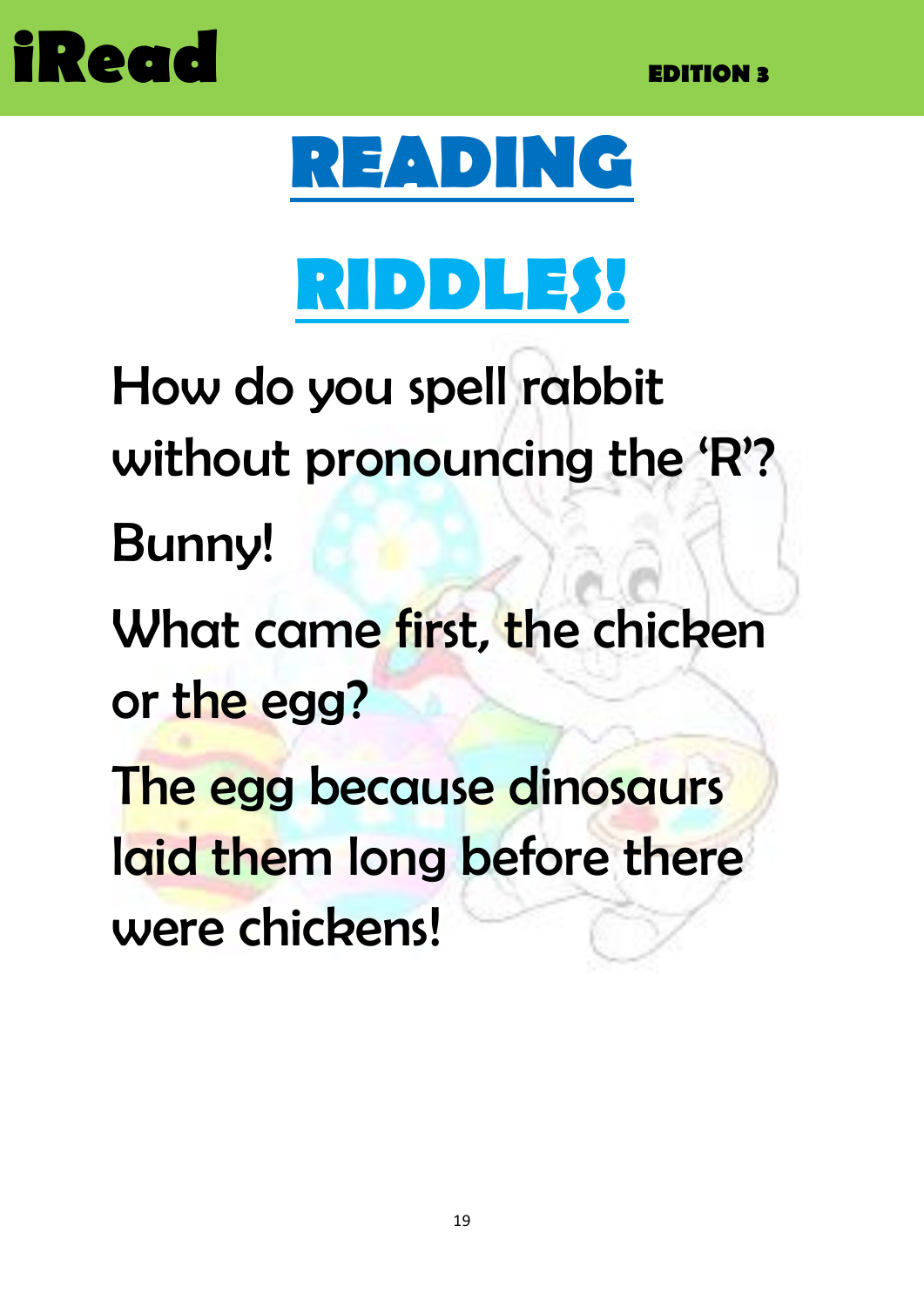# READING RIDDLES!

How do you spell rabbit without pronouncing the 'R'?

Bunny!

What came first, the chicken or the egg?

The egg because dinosaurs laid them long before there were chickens!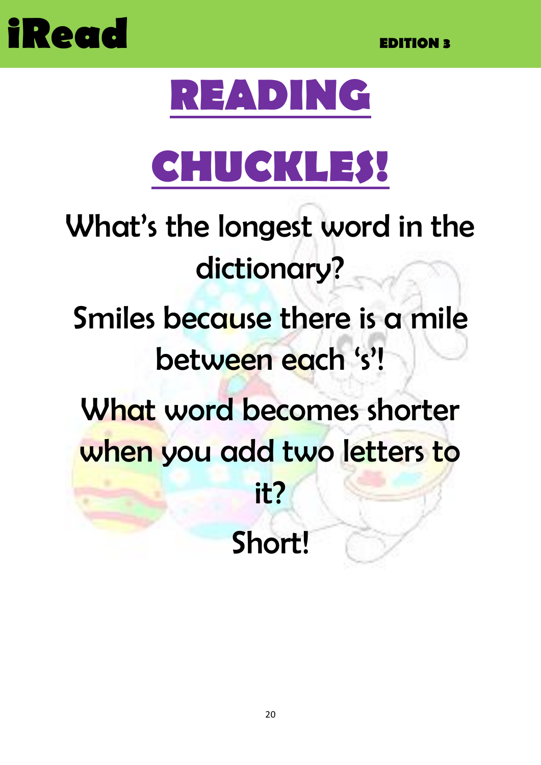# READING CHUCKLES!

What's the longest word in the dictionary?

Smiles because there is a mile between each 's'!

What word becomes shorter when you add two letters to it?

Short!